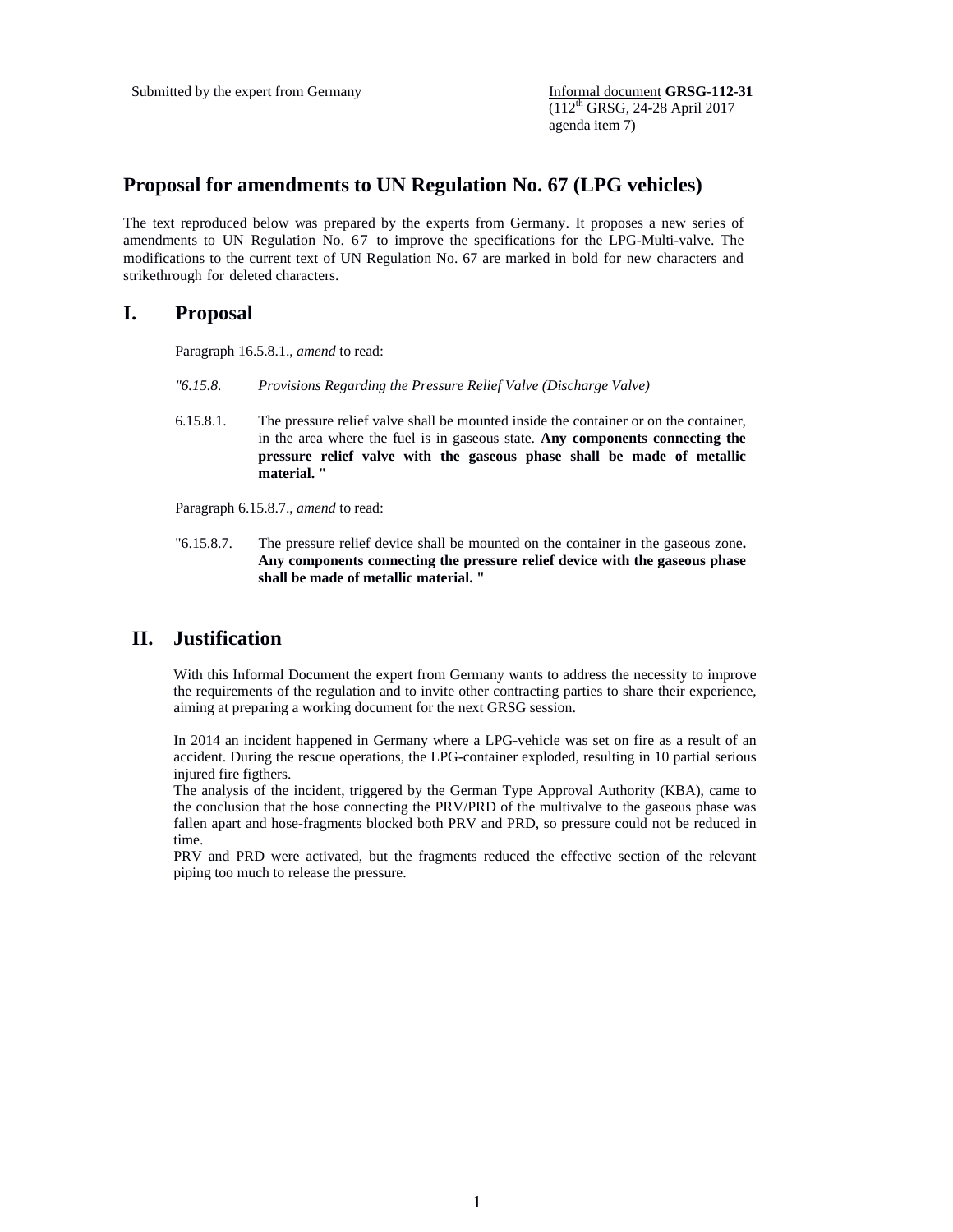Submitted by the expert from Germany

Informal document **GRSG-112-31**
(112th GRSG, 24-28 April 2017
agenda item 7)

# Proposal for amendments to UN Regulation No. 67 (LPG vehicles)

The text reproduced below was prepared by the experts from Germany. It proposes a new series of amendments to UN Regulation No. 67 to improve the specifications for the LPG-Multi-valve. The modifications to the current text of UN Regulation No. 67 are marked in bold for new characters and strikethrough for deleted characters.

## I. Proposal

Paragraph 16.5.8.1., *amend* to read:

*"6.15.8. Provisions Regarding the Pressure Relief Valve (Discharge Valve)*

6.15.8.1. The pressure relief valve shall be mounted inside the container or on the container, in the area where the fuel is in gaseous state. **Any components connecting the pressure relief valve with the gaseous phase shall be made of metallic material. "**

Paragraph 6.15.8.7., *amend* to read:

"6.15.8.7. The pressure relief device shall be mounted on the container in the gaseous zone**. Any components connecting the pressure relief device with the gaseous phase shall be made of metallic material. "**

## II. Justification

With this Informal Document the expert from Germany wants to address the necessity to improve the requirements of the regulation and to invite other contracting parties to share their experience, aiming at preparing a working document for the next GRSG session.

In 2014 an incident happened in Germany where a LPG-vehicle was set on fire as a result of an accident. During the rescue operations, the LPG-container exploded, resulting in 10 partial serious injured fire figthers.

The analysis of the incident, triggered by the German Type Approval Authority (KBA), came to the conclusion that the hose connecting the PRV/PRD of the multivalve to the gaseous phase was fallen apart and hose-fragments blocked both PRV and PRD, so pressure could not be reduced in time.

PRV and PRD were activated, but the fragments reduced the effective section of the relevant piping too much to release the pressure.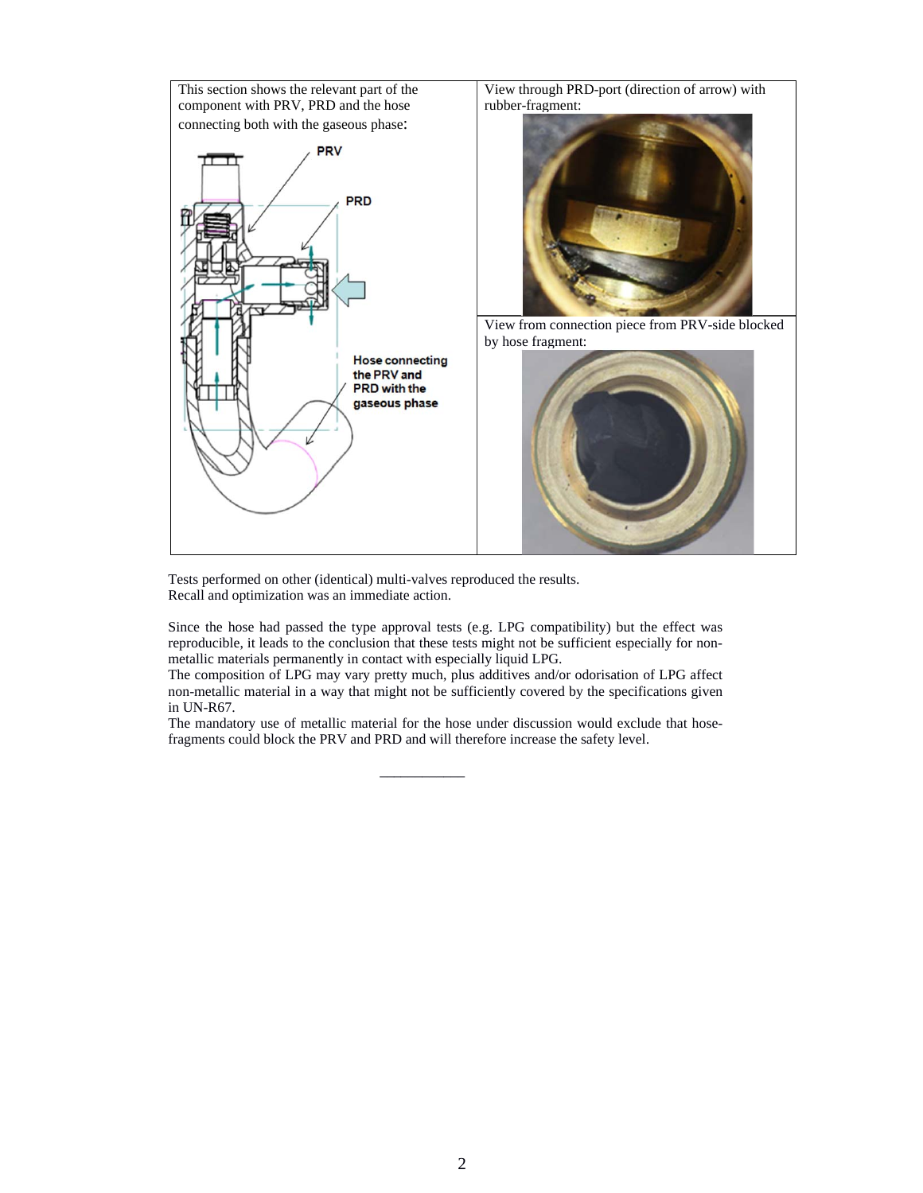| | |
|---|---|
| This section shows the relevant part of the component with PRV, PRD and the hose connecting both with the gaseous phase:<br><br>PRV<br>PRD<br>Hose connecting the PRV and PRD with the gaseous phase | View through PRD-port (direction of arrow) with rubber-fragment: |
| | View from connection piece from PRV-side blocked by hose fragment: |

Tests performed on other (identical) multi-valves reproduced the results.
Recall and optimization was an immediate action.

Since the hose had passed the type approval tests (e.g. LPG compatibility) but the effect was reproducible, it leads to the conclusion that these tests might not be sufficient especially for non-metallic materials permanently in contact with especially liquid LPG.
The composition of LPG may vary pretty much, plus additives and/or odorisation of LPG affect non-metallic material in a way that might not be sufficiently covered by the specifications given in UN-R67.
The mandatory use of metallic material for the hose under discussion would exclude that hose-fragments could block the PRV and PRD and will therefore increase the safety level.

___________